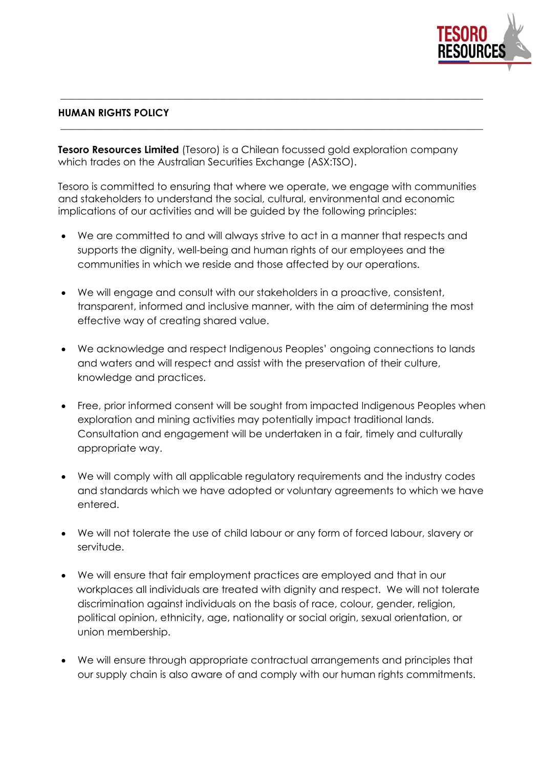## HUMAN RIGHTS POLICY

**Tesoro Resources Limited** (Tesoro) is a Chilean focussed gold exploration company which trades on the Australian Securities Exchange (ASX:TSO).

Tesoro is committed to ensuring that where we operate, we engage with communities and stakeholders to understand the social, cultural, environmental and economic implications of our activities and will be guided by the following principles:

- We are committed to and will always strive to act in a manner that respects and supports the dignity, well-being and human rights of our employees and the communities in which we reside and those affected by our operations.

- We will engage and consult with our stakeholders in a proactive, consistent, transparent, informed and inclusive manner, with the aim of determining the most effective way of creating shared value.

- We acknowledge and respect Indigenous Peoples' ongoing connections to lands and waters and will respect and assist with the preservation of their culture, knowledge and practices.

- Free, prior informed consent will be sought from impacted Indigenous Peoples when exploration and mining activities may potentially impact traditional lands. Consultation and engagement will be undertaken in a fair, timely and culturally appropriate way.

- We will comply with all applicable regulatory requirements and the industry codes and standards which we have adopted or voluntary agreements to which we have entered.

- We will not tolerate the use of child labour or any form of forced labour, slavery or servitude.

- We will ensure that fair employment practices are employed and that in our workplaces all individuals are treated with dignity and respect. We will not tolerate discrimination against individuals on the basis of race, colour, gender, religion, political opinion, ethnicity, age, nationality or social origin, sexual orientation, or union membership.

- We will ensure through appropriate contractual arrangements and principles that our supply chain is also aware of and comply with our human rights commitments.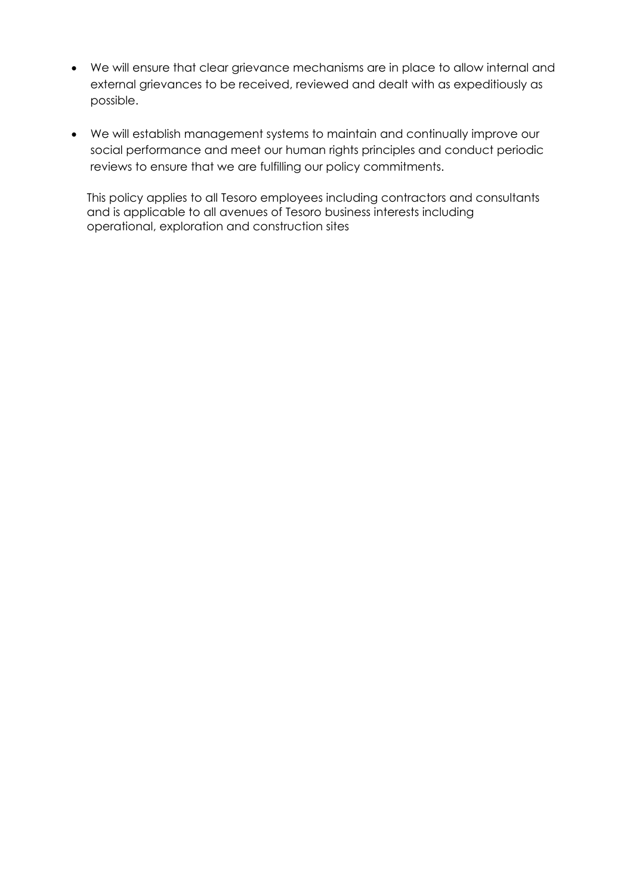- We will ensure that clear grievance mechanisms are in place to allow internal and external grievances to be received, reviewed and dealt with as expeditiously as possible.

- We will establish management systems to maintain and continually improve our social performance and meet our human rights principles and conduct periodic reviews to ensure that we are fulfilling our policy commitments.

This policy applies to all Tesoro employees including contractors and consultants and is applicable to all avenues of Tesoro business interests including operational, exploration and construction sites